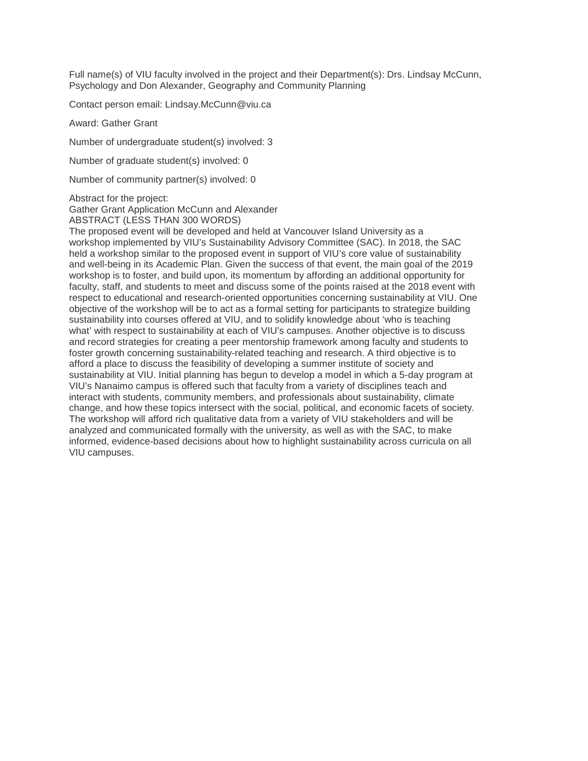Full name(s) of VIU faculty involved in the project and their Department(s): Drs. Lindsay McCunn, Psychology and Don Alexander, Geography and Community Planning

Contact person email: Lindsay.McCunn@viu.ca

Award: Gather Grant

Number of undergraduate student(s) involved: 3

Number of graduate student(s) involved: 0

Number of community partner(s) involved: 0

Abstract for the project:
Gather Grant Application McCunn and Alexander
ABSTRACT (LESS THAN 300 WORDS)
The proposed event will be developed and held at Vancouver Island University as a workshop implemented by VIU's Sustainability Advisory Committee (SAC). In 2018, the SAC held a workshop similar to the proposed event in support of VIU's core value of sustainability and well-being in its Academic Plan. Given the success of that event, the main goal of the 2019 workshop is to foster, and build upon, its momentum by affording an additional opportunity for faculty, staff, and students to meet and discuss some of the points raised at the 2018 event with respect to educational and research-oriented opportunities concerning sustainability at VIU. One objective of the workshop will be to act as a formal setting for participants to strategize building sustainability into courses offered at VIU, and to solidify knowledge about 'who is teaching what' with respect to sustainability at each of VIU's campuses. Another objective is to discuss and record strategies for creating a peer mentorship framework among faculty and students to foster growth concerning sustainability-related teaching and research. A third objective is to afford a place to discuss the feasibility of developing a summer institute of society and sustainability at VIU. Initial planning has begun to develop a model in which a 5-day program at VIU's Nanaimo campus is offered such that faculty from a variety of disciplines teach and interact with students, community members, and professionals about sustainability, climate change, and how these topics intersect with the social, political, and economic facets of society. The workshop will afford rich qualitative data from a variety of VIU stakeholders and will be analyzed and communicated formally with the university, as well as with the SAC, to make informed, evidence-based decisions about how to highlight sustainability across curricula on all VIU campuses.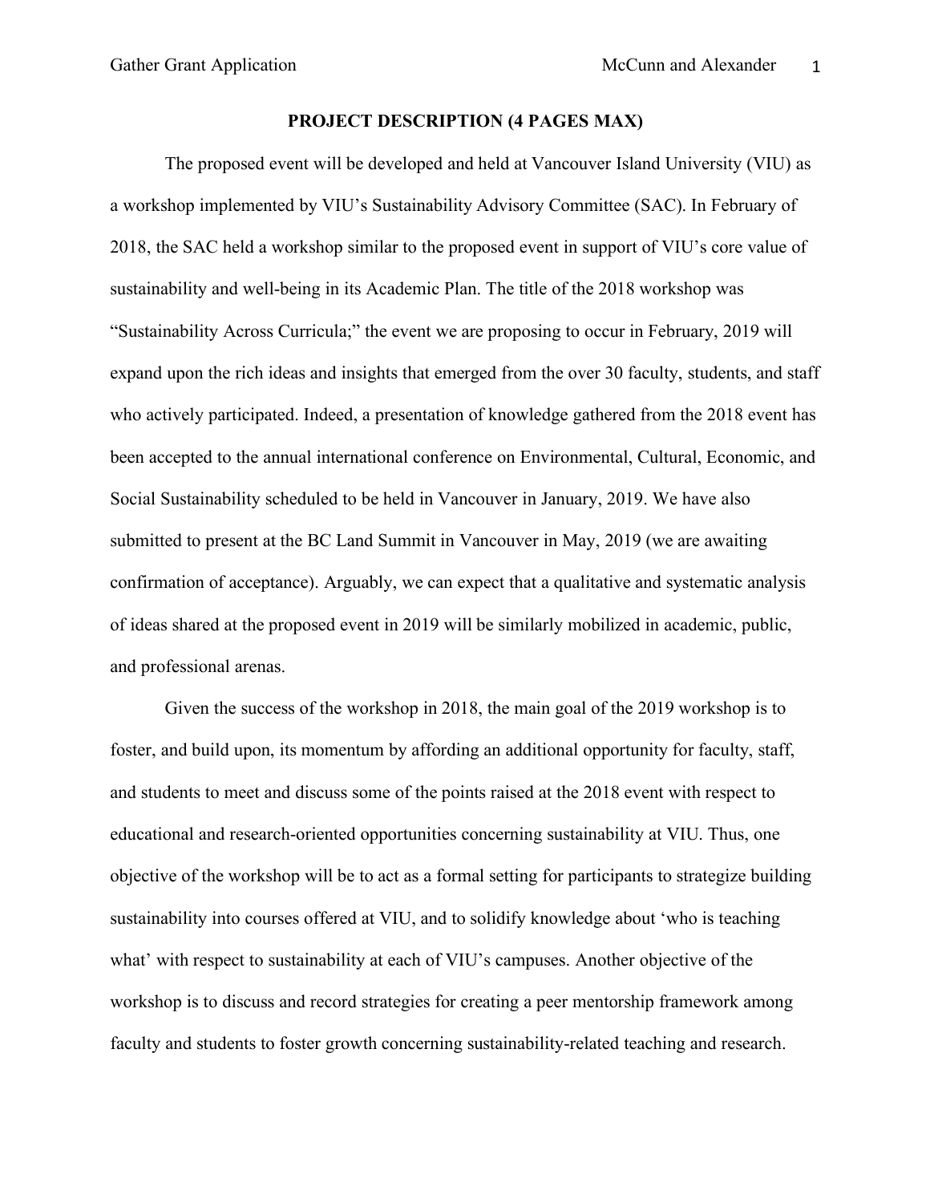## PROJECT DESCRIPTION (4 PAGES MAX)

The proposed event will be developed and held at Vancouver Island University (VIU) as a workshop implemented by VIU's Sustainability Advisory Committee (SAC). In February of 2018, the SAC held a workshop similar to the proposed event in support of VIU's core value of sustainability and well-being in its Academic Plan. The title of the 2018 workshop was "Sustainability Across Curricula;" the event we are proposing to occur in February, 2019 will expand upon the rich ideas and insights that emerged from the over 30 faculty, students, and staff who actively participated. Indeed, a presentation of knowledge gathered from the 2018 event has been accepted to the annual international conference on Environmental, Cultural, Economic, and Social Sustainability scheduled to be held in Vancouver in January, 2019. We have also submitted to present at the BC Land Summit in Vancouver in May, 2019 (we are awaiting confirmation of acceptance). Arguably, we can expect that a qualitative and systematic analysis of ideas shared at the proposed event in 2019 will be similarly mobilized in academic, public, and professional arenas.

Given the success of the workshop in 2018, the main goal of the 2019 workshop is to foster, and build upon, its momentum by affording an additional opportunity for faculty, staff, and students to meet and discuss some of the points raised at the 2018 event with respect to educational and research-oriented opportunities concerning sustainability at VIU. Thus, one objective of the workshop will be to act as a formal setting for participants to strategize building sustainability into courses offered at VIU, and to solidify knowledge about 'who is teaching what' with respect to sustainability at each of VIU's campuses. Another objective of the workshop is to discuss and record strategies for creating a peer mentorship framework among faculty and students to foster growth concerning sustainability-related teaching and research.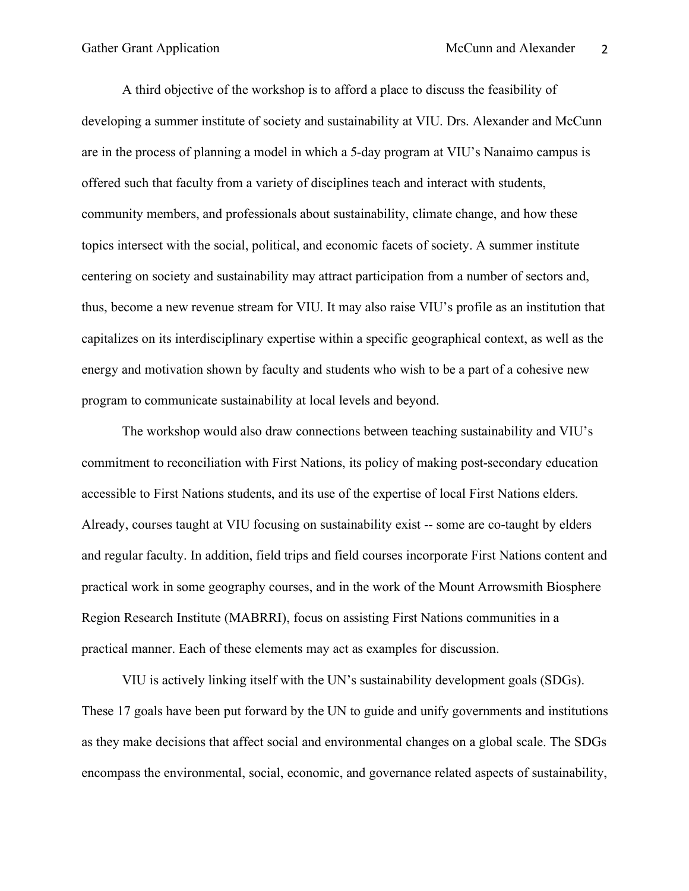A third objective of the workshop is to afford a place to discuss the feasibility of developing a summer institute of society and sustainability at VIU. Drs. Alexander and McCunn are in the process of planning a model in which a 5-day program at VIU's Nanaimo campus is offered such that faculty from a variety of disciplines teach and interact with students, community members, and professionals about sustainability, climate change, and how these topics intersect with the social, political, and economic facets of society. A summer institute centering on society and sustainability may attract participation from a number of sectors and, thus, become a new revenue stream for VIU. It may also raise VIU's profile as an institution that capitalizes on its interdisciplinary expertise within a specific geographical context, as well as the energy and motivation shown by faculty and students who wish to be a part of a cohesive new program to communicate sustainability at local levels and beyond.

The workshop would also draw connections between teaching sustainability and VIU's commitment to reconciliation with First Nations, its policy of making post-secondary education accessible to First Nations students, and its use of the expertise of local First Nations elders. Already, courses taught at VIU focusing on sustainability exist -- some are co-taught by elders and regular faculty. In addition, field trips and field courses incorporate First Nations content and practical work in some geography courses, and in the work of the Mount Arrowsmith Biosphere Region Research Institute (MABRRI), focus on assisting First Nations communities in a practical manner. Each of these elements may act as examples for discussion.

VIU is actively linking itself with the UN's sustainability development goals (SDGs). These 17 goals have been put forward by the UN to guide and unify governments and institutions as they make decisions that affect social and environmental changes on a global scale. The SDGs encompass the environmental, social, economic, and governance related aspects of sustainability,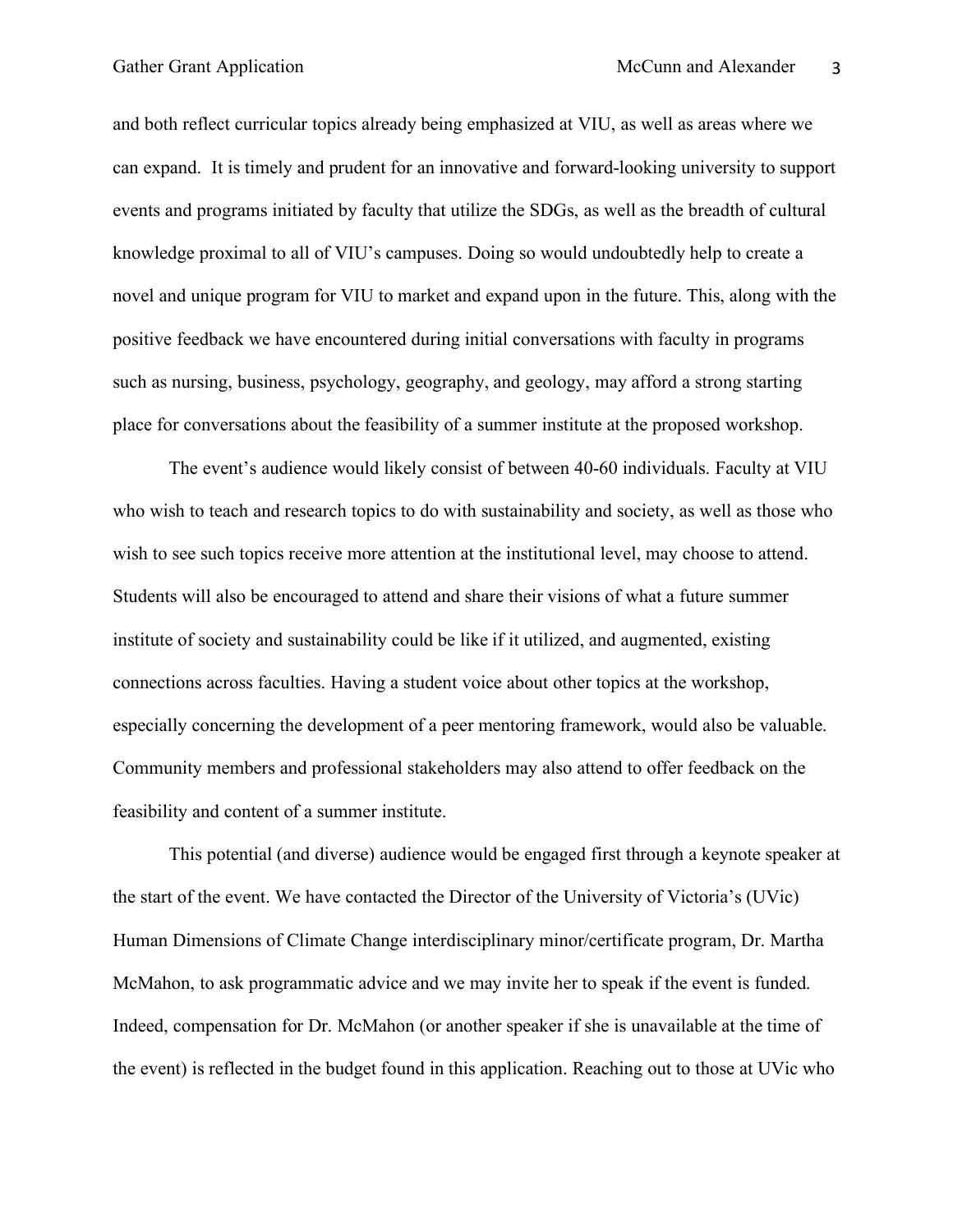and both reflect curricular topics already being emphasized at VIU, as well as areas where we can expand. It is timely and prudent for an innovative and forward-looking university to support events and programs initiated by faculty that utilize the SDGs, as well as the breadth of cultural knowledge proximal to all of VIU's campuses. Doing so would undoubtedly help to create a novel and unique program for VIU to market and expand upon in the future. This, along with the positive feedback we have encountered during initial conversations with faculty in programs such as nursing, business, psychology, geography, and geology, may afford a strong starting place for conversations about the feasibility of a summer institute at the proposed workshop.

The event's audience would likely consist of between 40-60 individuals. Faculty at VIU who wish to teach and research topics to do with sustainability and society, as well as those who wish to see such topics receive more attention at the institutional level, may choose to attend. Students will also be encouraged to attend and share their visions of what a future summer institute of society and sustainability could be like if it utilized, and augmented, existing connections across faculties. Having a student voice about other topics at the workshop, especially concerning the development of a peer mentoring framework, would also be valuable. Community members and professional stakeholders may also attend to offer feedback on the feasibility and content of a summer institute.

This potential (and diverse) audience would be engaged first through a keynote speaker at the start of the event. We have contacted the Director of the University of Victoria's (UVic) Human Dimensions of Climate Change interdisciplinary minor/certificate program, Dr. Martha McMahon, to ask programmatic advice and we may invite her to speak if the event is funded. Indeed, compensation for Dr. McMahon (or another speaker if she is unavailable at the time of the event) is reflected in the budget found in this application. Reaching out to those at UVic who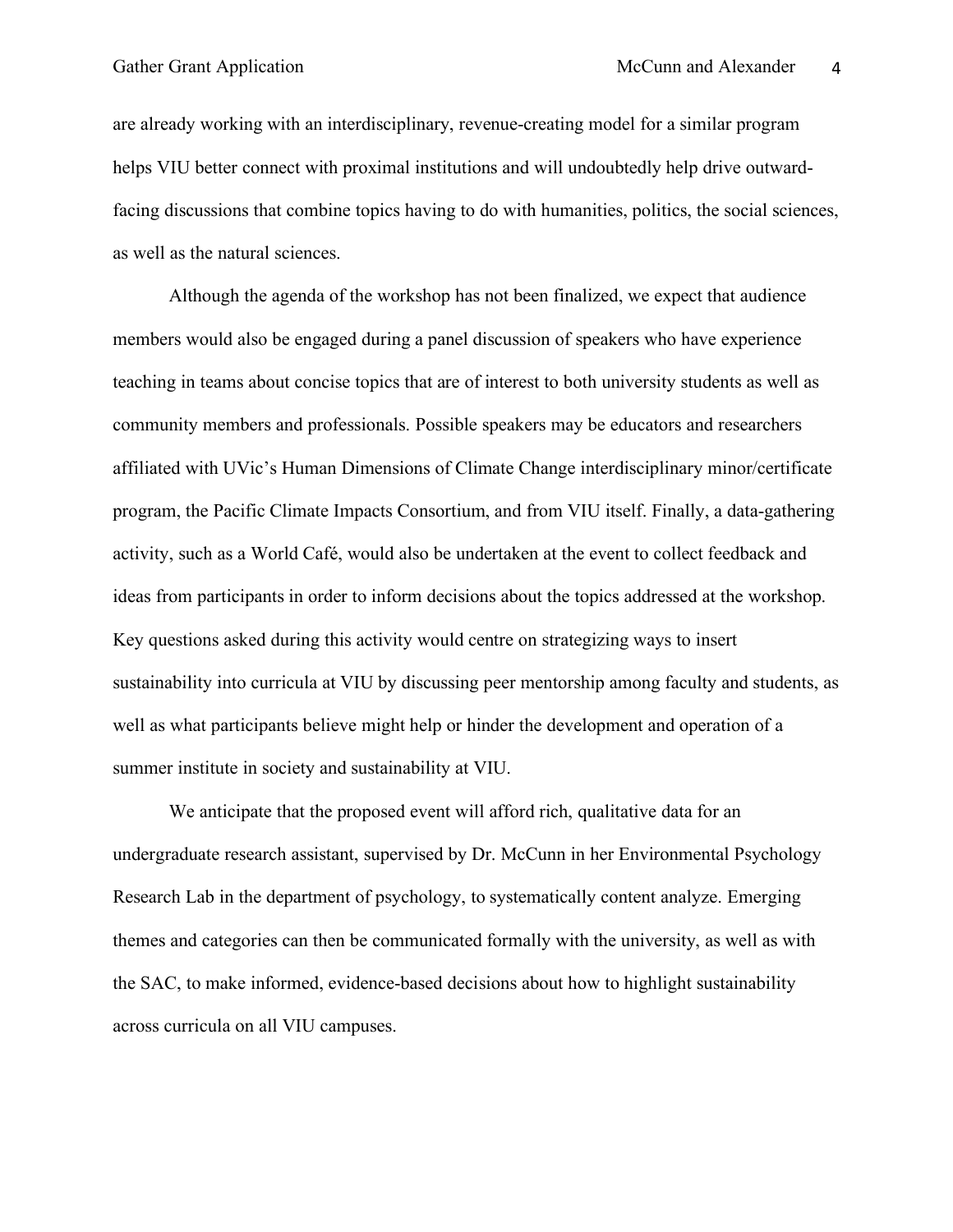are already working with an interdisciplinary, revenue-creating model for a similar program helps VIU better connect with proximal institutions and will undoubtedly help drive outward-facing discussions that combine topics having to do with humanities, politics, the social sciences, as well as the natural sciences.

Although the agenda of the workshop has not been finalized, we expect that audience members would also be engaged during a panel discussion of speakers who have experience teaching in teams about concise topics that are of interest to both university students as well as community members and professionals. Possible speakers may be educators and researchers affiliated with UVic's Human Dimensions of Climate Change interdisciplinary minor/certificate program, the Pacific Climate Impacts Consortium, and from VIU itself. Finally, a data-gathering activity, such as a World Café, would also be undertaken at the event to collect feedback and ideas from participants in order to inform decisions about the topics addressed at the workshop. Key questions asked during this activity would centre on strategizing ways to insert sustainability into curricula at VIU by discussing peer mentorship among faculty and students, as well as what participants believe might help or hinder the development and operation of a summer institute in society and sustainability at VIU.

We anticipate that the proposed event will afford rich, qualitative data for an undergraduate research assistant, supervised by Dr. McCunn in her Environmental Psychology Research Lab in the department of psychology, to systematically content analyze. Emerging themes and categories can then be communicated formally with the university, as well as with the SAC, to make informed, evidence-based decisions about how to highlight sustainability across curricula on all VIU campuses.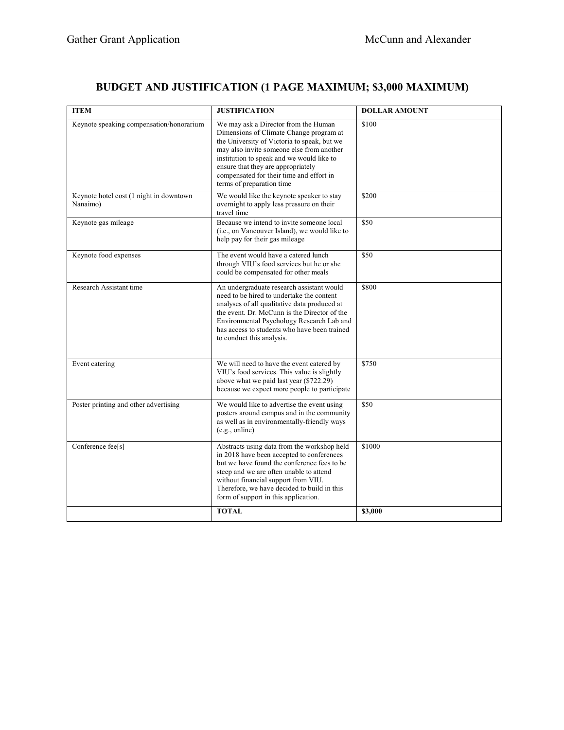# BUDGET AND JUSTIFICATION (1 PAGE MAXIMUM; $3,000 MAXIMUM)

| ITEM | JUSTIFICATION | DOLLAR AMOUNT |
|---|---|---|
| Keynote speaking compensation/honorarium | We may ask a Director from the Human Dimensions of Climate Change program at the University of Victoria to speak, but we may also invite someone else from another institution to speak and we would like to ensure that they are appropriately compensated for their time and effort in terms of preparation time | $100 |
| Keynote hotel cost (1 night in downtown Nanaimo) | We would like the keynote speaker to stay overnight to apply less pressure on their travel time | $200 |
| Keynote gas mileage | Because we intend to invite someone local (i.e., on Vancouver Island), we would like to help pay for their gas mileage | $50 |
| Keynote food expenses | The event would have a catered lunch through VIU's food services but he or she could be compensated for other meals | $50 |
| Research Assistant time | An undergraduate research assistant would need to be hired to undertake the content analyses of all qualitative data produced at the event. Dr. McCunn is the Director of the Environmental Psychology Research Lab and has access to students who have been trained to conduct this analysis. | $800 |
| Event catering | We will need to have the event catered by VIU's food services. This value is slightly above what we paid last year ($722.29) because we expect more people to participate | $750 |
| Poster printing and other advertising | We would like to advertise the event using posters around campus and in the community as well as in environmentally-friendly ways (e.g., online) | $50 |
| Conference fee[s] | Abstracts using data from the workshop held in 2018 have been accepted to conferences but we have found the conference fees to be steep and we are often unable to attend without financial support from VIU. Therefore, we have decided to build in this form of support in this application. | $1000 |
| | **TOTAL** | **$3,000** |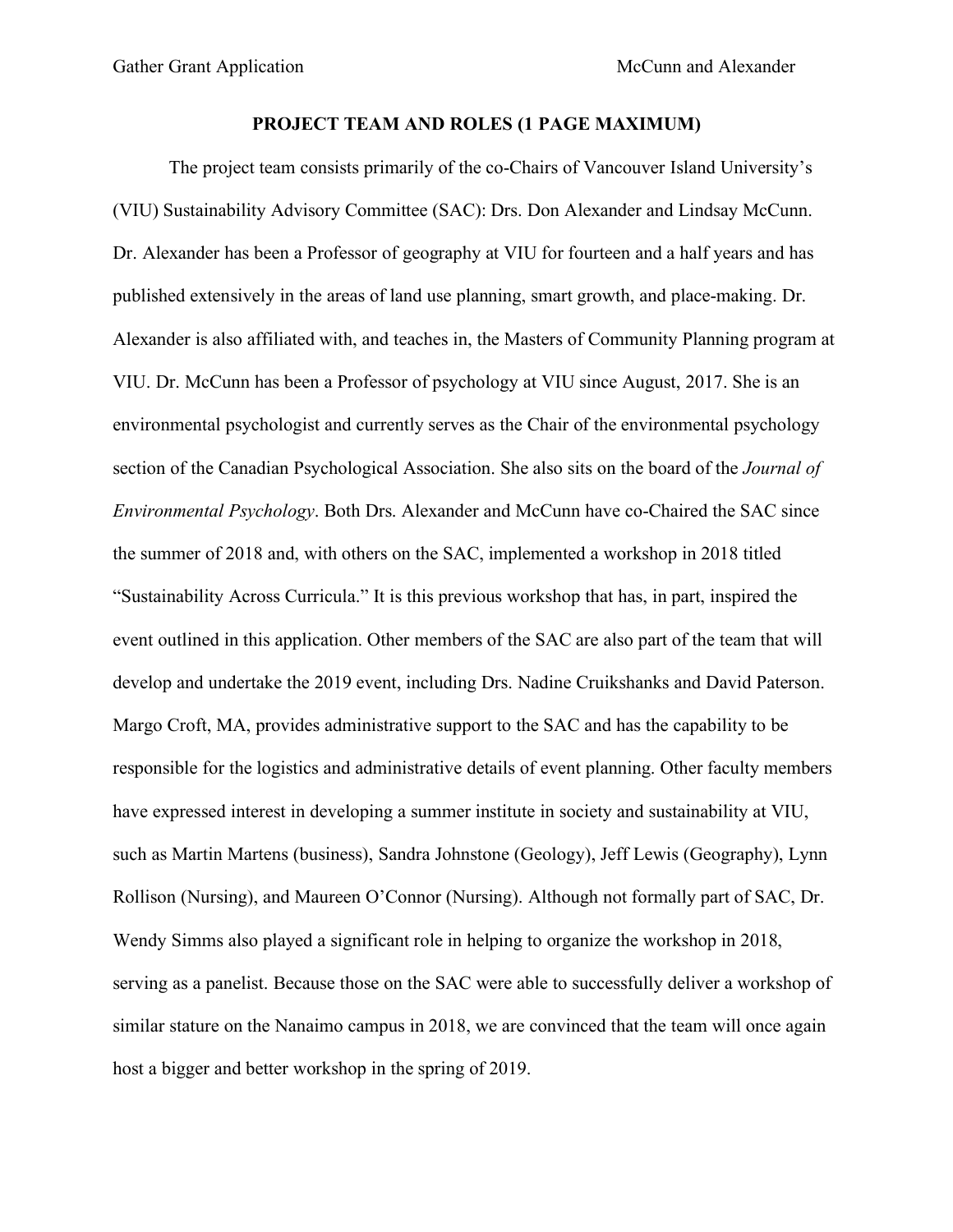## PROJECT TEAM AND ROLES (1 PAGE MAXIMUM)

The project team consists primarily of the co-Chairs of Vancouver Island University's (VIU) Sustainability Advisory Committee (SAC): Drs. Don Alexander and Lindsay McCunn. Dr. Alexander has been a Professor of geography at VIU for fourteen and a half years and has published extensively in the areas of land use planning, smart growth, and place-making. Dr. Alexander is also affiliated with, and teaches in, the Masters of Community Planning program at VIU. Dr. McCunn has been a Professor of psychology at VIU since August, 2017. She is an environmental psychologist and currently serves as the Chair of the environmental psychology section of the Canadian Psychological Association. She also sits on the board of the *Journal of Environmental Psychology*. Both Drs. Alexander and McCunn have co-Chaired the SAC since the summer of 2018 and, with others on the SAC, implemented a workshop in 2018 titled "Sustainability Across Curricula." It is this previous workshop that has, in part, inspired the event outlined in this application. Other members of the SAC are also part of the team that will develop and undertake the 2019 event, including Drs. Nadine Cruikshanks and David Paterson. Margo Croft, MA, provides administrative support to the SAC and has the capability to be responsible for the logistics and administrative details of event planning. Other faculty members have expressed interest in developing a summer institute in society and sustainability at VIU, such as Martin Martens (business), Sandra Johnstone (Geology), Jeff Lewis (Geography), Lynn Rollison (Nursing), and Maureen O'Connor (Nursing). Although not formally part of SAC, Dr. Wendy Simms also played a significant role in helping to organize the workshop in 2018, serving as a panelist. Because those on the SAC were able to successfully deliver a workshop of similar stature on the Nanaimo campus in 2018, we are convinced that the team will once again host a bigger and better workshop in the spring of 2019.